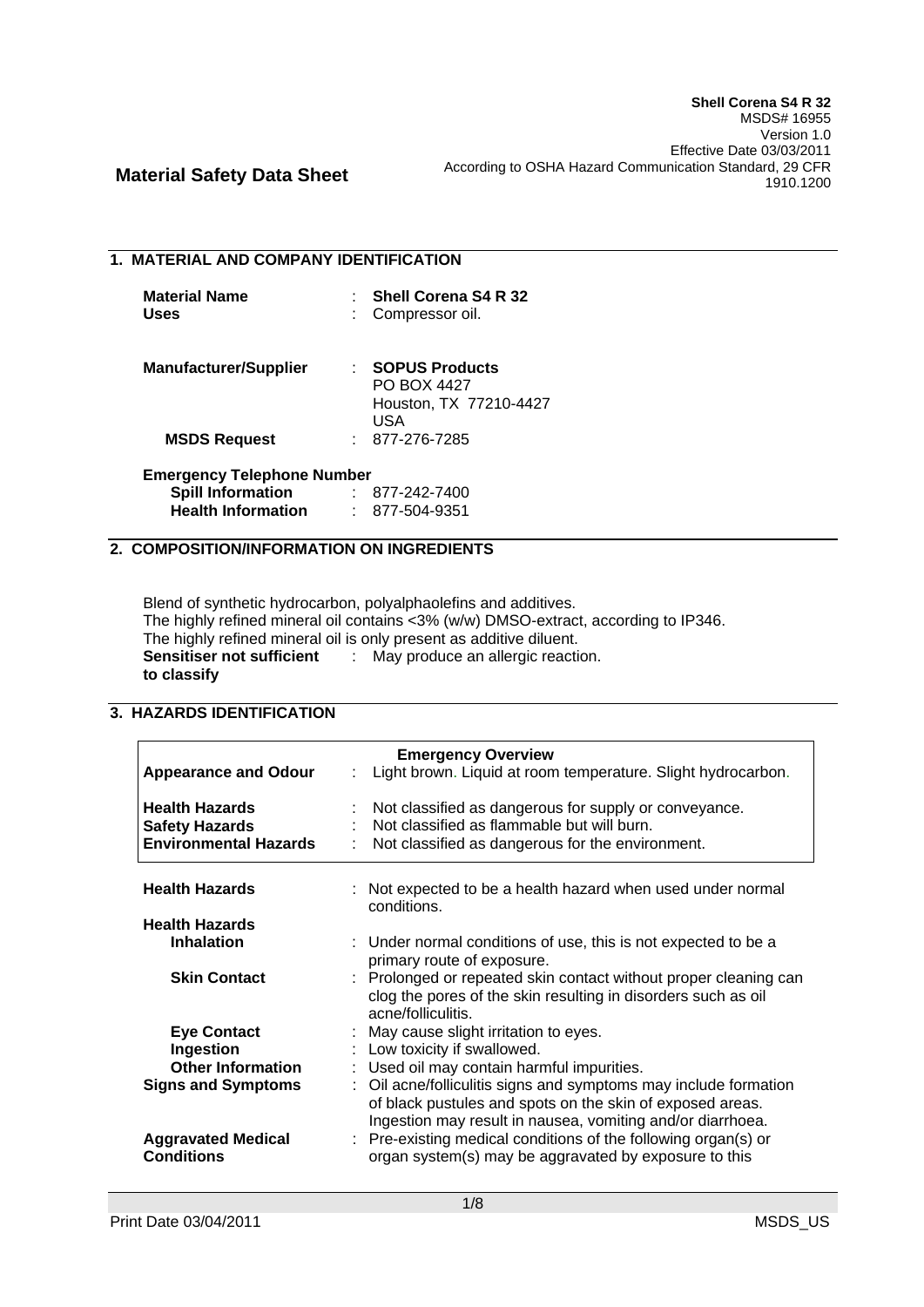**Shell Corena S4 R 32**
MSDS# 16955
Version 1.0
Effective Date 03/03/2011
According to OSHA Hazard Communication Standard, 29 CFR 1910.1200

# Material Safety Data Sheet

## 1. MATERIAL AND COMPANY IDENTIFICATION

| | | |
|---|---|---|
| **Material Name** | : | **Shell Corena S4 R 32** |
| **Uses** | : | Compressor oil. |
| **Manufacturer/Supplier** | : | **SOPUS Products**<br>PO BOX 4427<br>Houston, TX 77210-4427<br>USA |
| **MSDS Request** | : | 877-276-7285 |

**Emergency Telephone Number**

| | | |
|---|---|---|
| **Spill Information** | : | 877-242-7400 |
| **Health Information** | : | 877-504-9351 |

## 2. COMPOSITION/INFORMATION ON INGREDIENTS

Blend of synthetic hydrocarbon, polyalphaolefins and additives.
The highly refined mineral oil contains <3% (w/w) DMSO-extract, according to IP346.
The highly refined mineral oil is only present as additive diluent.

**Sensitiser not sufficient to classify** : May produce an allergic reaction.

## 3. HAZARDS IDENTIFICATION

**Emergency Overview**

| | | |
|---|---|---|
| **Appearance and Odour** | : | Light brown. Liquid at room temperature. Slight hydrocarbon. |
| **Health Hazards** | : | Not classified as dangerous for supply or conveyance. |
| **Safety Hazards** | : | Not classified as flammable but will burn. |
| **Environmental Hazards** | : | Not classified as dangerous for the environment. |

| | | |
|---|---|---|
| **Health Hazards** | : | Not expected to be a health hazard when used under normal conditions. |
| **Health Hazards** | | |
| **Inhalation** | : | Under normal conditions of use, this is not expected to be a primary route of exposure. |
| **Skin Contact** | : | Prolonged or repeated skin contact without proper cleaning can clog the pores of the skin resulting in disorders such as oil acne/folliculitis. |
| **Eye Contact** | : | May cause slight irritation to eyes. |
| **Ingestion** | : | Low toxicity if swallowed. |
| **Other Information** | : | Used oil may contain harmful impurities. |
| **Signs and Symptoms** | : | Oil acne/folliculitis signs and symptoms may include formation of black pustules and spots on the skin of exposed areas. Ingestion may result in nausea, vomiting and/or diarrhoea. |
| **Aggravated Medical Conditions** | : | Pre-existing medical conditions of the following organ(s) or organ system(s) may be aggravated by exposure to this |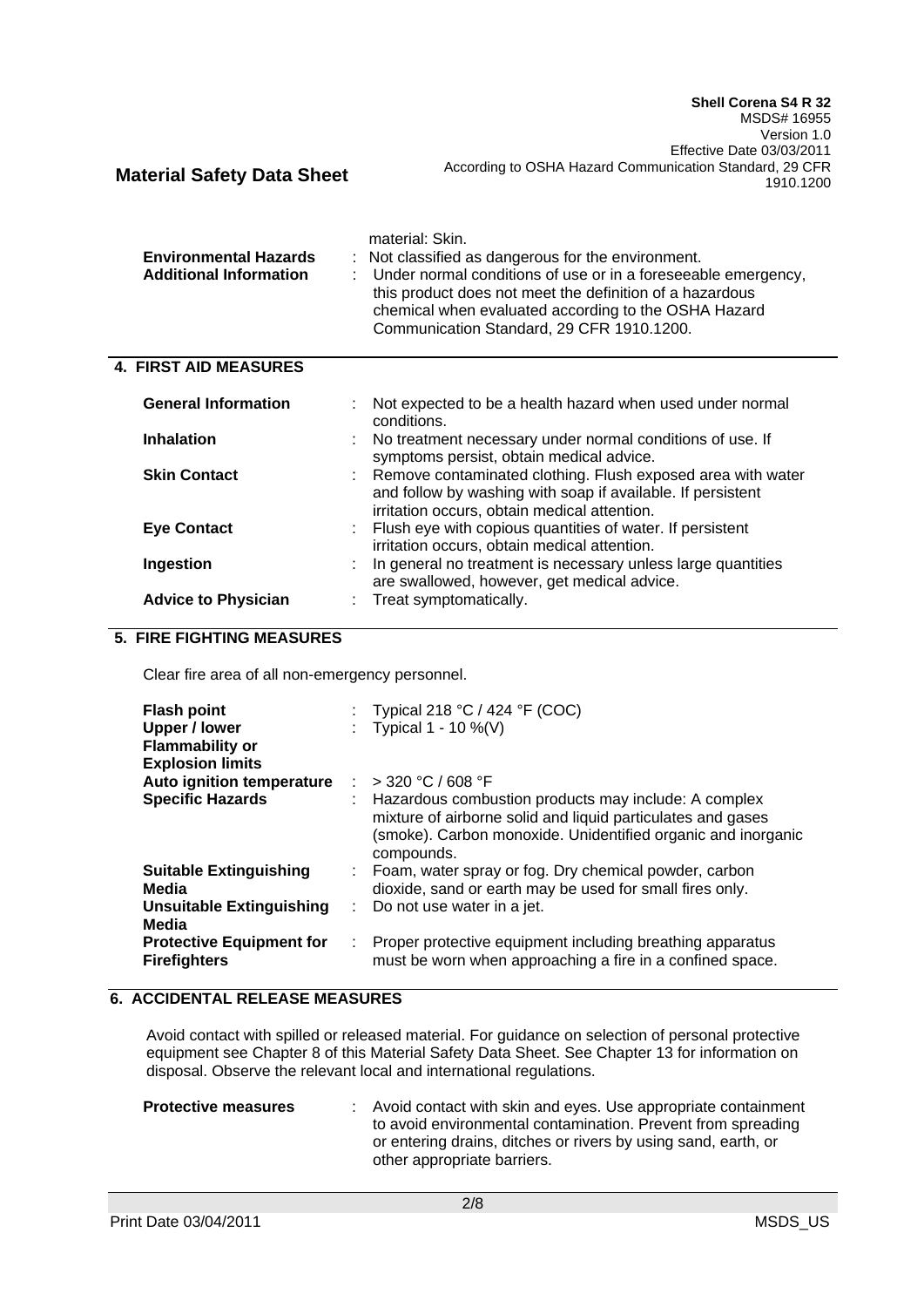material: Skin.

**Environmental Hazards** : Not classified as dangerous for the environment.

**Additional Information** : Under normal conditions of use or in a foreseeable emergency, this product does not meet the definition of a hazardous chemical when evaluated according to the OSHA Hazard Communication Standard, 29 CFR 1910.1200.

## 4. FIRST AID MEASURES

**General Information** : Not expected to be a health hazard when used under normal conditions.

**Inhalation** : No treatment necessary under normal conditions of use. If symptoms persist, obtain medical advice.

**Skin Contact** : Remove contaminated clothing. Flush exposed area with water and follow by washing with soap if available. If persistent irritation occurs, obtain medical attention.

**Eye Contact** : Flush eye with copious quantities of water. If persistent irritation occurs, obtain medical attention.

**Ingestion** : In general no treatment is necessary unless large quantities are swallowed, however, get medical advice.

**Advice to Physician** : Treat symptomatically.

## 5. FIRE FIGHTING MEASURES

Clear fire area of all non-emergency personnel.

**Flash point** : Typical 218 °C / 424 °F (COC)

**Upper / lower Flammability or Explosion limits** : Typical 1 - 10 %(V)

**Auto ignition temperature** : > 320 °C / 608 °F

**Specific Hazards** : Hazardous combustion products may include: A complex mixture of airborne solid and liquid particulates and gases (smoke). Carbon monoxide. Unidentified organic and inorganic compounds.

**Suitable Extinguishing Media** : Foam, water spray or fog. Dry chemical powder, carbon dioxide, sand or earth may be used for small fires only.

**Unsuitable Extinguishing Media** : Do not use water in a jet.

**Protective Equipment for Firefighters** : Proper protective equipment including breathing apparatus must be worn when approaching a fire in a confined space.

## 6. ACCIDENTAL RELEASE MEASURES

Avoid contact with spilled or released material. For guidance on selection of personal protective equipment see Chapter 8 of this Material Safety Data Sheet. See Chapter 13 for information on disposal. Observe the relevant local and international regulations.

**Protective measures** : Avoid contact with skin and eyes. Use appropriate containment to avoid environmental contamination. Prevent from spreading or entering drains, ditches or rivers by using sand, earth, or other appropriate barriers.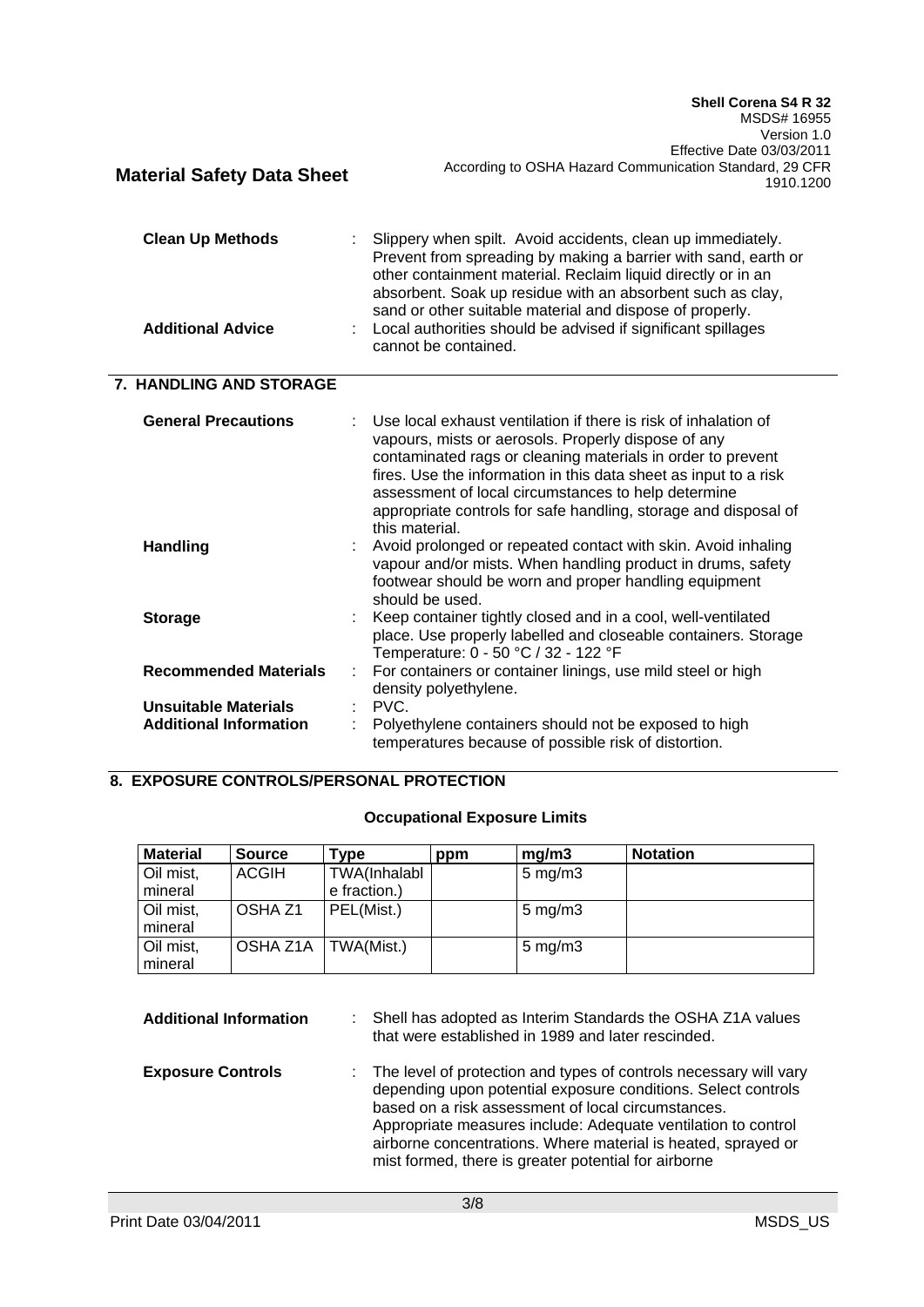**Clean Up Methods** : Slippery when spilt. Avoid accidents, clean up immediately. Prevent from spreading by making a barrier with sand, earth or other containment material. Reclaim liquid directly or in an absorbent. Soak up residue with an absorbent such as clay, sand or other suitable material and dispose of properly.

**Additional Advice** : Local authorities should be advised if significant spillages cannot be contained.

## 7. HANDLING AND STORAGE

**General Precautions** : Use local exhaust ventilation if there is risk of inhalation of vapours, mists or aerosols. Properly dispose of any contaminated rags or cleaning materials in order to prevent fires. Use the information in this data sheet as input to a risk assessment of local circumstances to help determine appropriate controls for safe handling, storage and disposal of this material.

**Handling** : Avoid prolonged or repeated contact with skin. Avoid inhaling vapour and/or mists. When handling product in drums, safety footwear should be worn and proper handling equipment should be used.

**Storage** : Keep container tightly closed and in a cool, well-ventilated place. Use properly labelled and closeable containers. Storage Temperature: 0 - 50 °C / 32 - 122 °F

**Recommended Materials** : For containers or container linings, use mild steel or high density polyethylene.

**Unsuitable Materials** : PVC.

**Additional Information** : Polyethylene containers should not be exposed to high temperatures because of possible risk of distortion.

## 8. EXPOSURE CONTROLS/PERSONAL PROTECTION

### Occupational Exposure Limits

| Material | Source | Type | ppm | mg/m3 | Notation |
|---|---|---|---|---|---|
| Oil mist, mineral | ACGIH | TWA(Inhalable fraction.) | | 5 mg/m3 | |
| Oil mist, mineral | OSHA Z1 | PEL(Mist.) | | 5 mg/m3 | |
| Oil mist, mineral | OSHA Z1A | TWA(Mist.) | | 5 mg/m3 | |

**Additional Information** : Shell has adopted as Interim Standards the OSHA Z1A values that were established in 1989 and later rescinded.

**Exposure Controls** : The level of protection and types of controls necessary will vary depending upon potential exposure conditions. Select controls based on a risk assessment of local circumstances. Appropriate measures include: Adequate ventilation to control airborne concentrations. Where material is heated, sprayed or mist formed, there is greater potential for airborne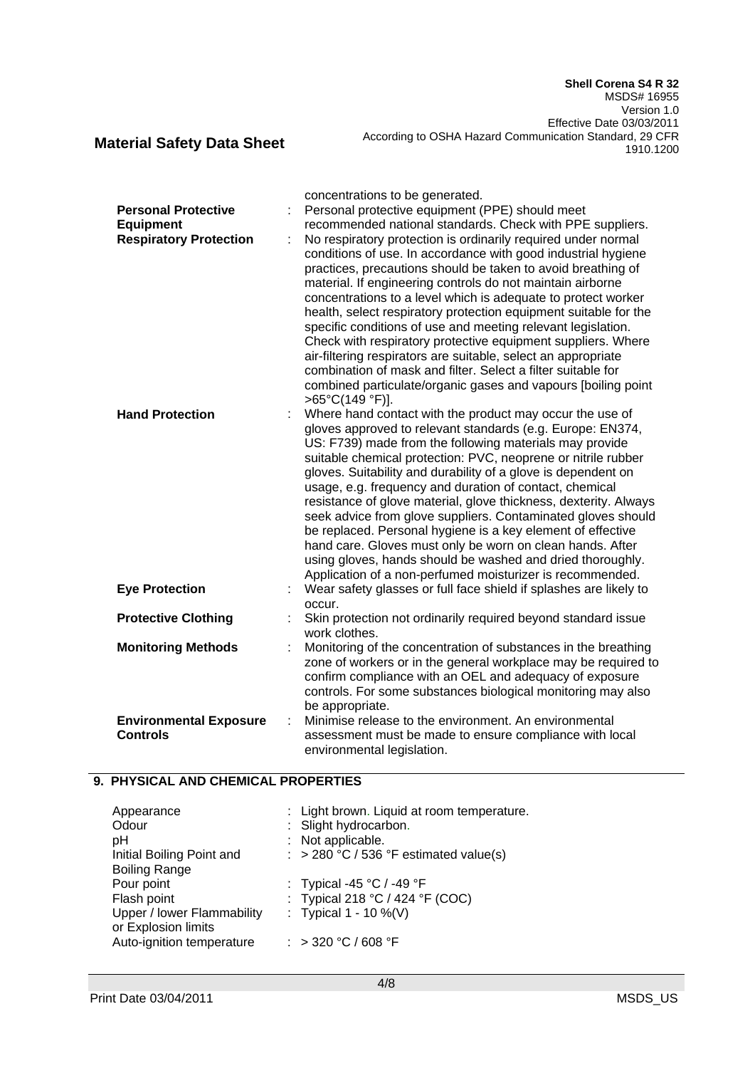concentrations to be generated.

| | |
|---|---|
| **Personal Protective Equipment** | Personal protective equipment (PPE) should meet recommended national standards. Check with PPE suppliers. |
| **Respiratory Protection** | No respiratory protection is ordinarily required under normal conditions of use. In accordance with good industrial hygiene practices, precautions should be taken to avoid breathing of material. If engineering controls do not maintain airborne concentrations to a level which is adequate to protect worker health, select respiratory protection equipment suitable for the specific conditions of use and meeting relevant legislation. Check with respiratory protective equipment suppliers. Where air-filtering respirators are suitable, select an appropriate combination of mask and filter. Select a filter suitable for combined particulate/organic gases and vapours [boiling point >65°C(149 °F)]. |
| **Hand Protection** | Where hand contact with the product may occur the use of gloves approved to relevant standards (e.g. Europe: EN374, US: F739) made from the following materials may provide suitable chemical protection: PVC, neoprene or nitrile rubber gloves. Suitability and durability of a glove is dependent on usage, e.g. frequency and duration of contact, chemical resistance of glove material, glove thickness, dexterity. Always seek advice from glove suppliers. Contaminated gloves should be replaced. Personal hygiene is a key element of effective hand care. Gloves must only be worn on clean hands. After using gloves, hands should be washed and dried thoroughly. Application of a non-perfumed moisturizer is recommended. |
| **Eye Protection** | Wear safety glasses or full face shield if splashes are likely to occur. |
| **Protective Clothing** | Skin protection not ordinarily required beyond standard issue work clothes. |
| **Monitoring Methods** | Monitoring of the concentration of substances in the breathing zone of workers or in the general workplace may be required to confirm compliance with an OEL and adequacy of exposure controls. For some substances biological monitoring may also be appropriate. |
| **Environmental Exposure Controls** | Minimise release to the environment. An environmental assessment must be made to ensure compliance with local environmental legislation. |

## 9. PHYSICAL AND CHEMICAL PROPERTIES

| | |
|---|---|
| Appearance | Light brown. Liquid at room temperature. |
| Odour | Slight hydrocarbon. |
| pH | Not applicable. |
| Initial Boiling Point and Boiling Range | > 280 °C / 536 °F estimated value(s) |
| Pour point | Typical -45 °C / -49 °F |
| Flash point | Typical 218 °C / 424 °F (COC) |
| Upper / lower Flammability or Explosion limits | Typical 1 - 10 %(V) |
| Auto-ignition temperature | > 320 °C / 608 °F |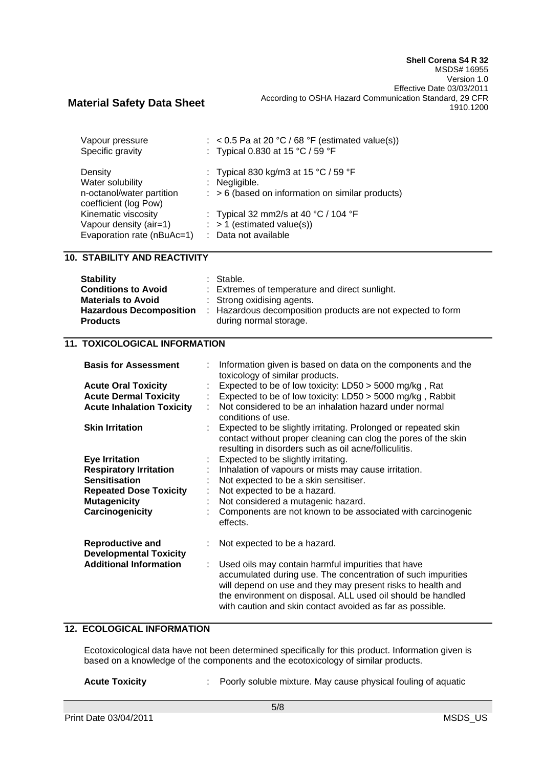| | |
|---|---|
| Vapour pressure | : < 0.5 Pa at 20 °C / 68 °F (estimated value(s)) |
| Specific gravity | : Typical 0.830 at 15 °C / 59 °F |
| Density | : Typical 830 kg/m3 at 15 °C / 59 °F |
| Water solubility | : Negligible. |
| n-octanol/water partition coefficient (log Pow) | : > 6 (based on information on similar products) |
| Kinematic viscosity | : Typical 32 mm2/s at 40 °C / 104 °F |
| Vapour density (air=1) | : > 1 (estimated value(s)) |
| Evaporation rate (nBuAc=1) | : Data not available |

## 10. STABILITY AND REACTIVITY

| | |
|---|---|
| **Stability** | : Stable. |
| **Conditions to Avoid** | : Extremes of temperature and direct sunlight. |
| **Materials to Avoid** | : Strong oxidising agents. |
| **Hazardous Decomposition Products** | : Hazardous decomposition products are not expected to form during normal storage. |

## 11. TOXICOLOGICAL INFORMATION

| | |
|---|---|
| **Basis for Assessment** | : Information given is based on data on the components and the toxicology of similar products. |
| **Acute Oral Toxicity** | : Expected to be of low toxicity: LD50 > 5000 mg/kg , Rat |
| **Acute Dermal Toxicity** | : Expected to be of low toxicity: LD50 > 5000 mg/kg , Rabbit |
| **Acute Inhalation Toxicity** | : Not considered to be an inhalation hazard under normal conditions of use. |
| **Skin Irritation** | : Expected to be slightly irritating. Prolonged or repeated skin contact without proper cleaning can clog the pores of the skin resulting in disorders such as oil acne/folliculitis. |
| **Eye Irritation** | : Expected to be slightly irritating. |
| **Respiratory Irritation** | : Inhalation of vapours or mists may cause irritation. |
| **Sensitisation** | : Not expected to be a skin sensitiser. |
| **Repeated Dose Toxicity** | : Not expected to be a hazard. |
| **Mutagenicity** | : Not considered a mutagenic hazard. |
| **Carcinogenicity** | : Components are not known to be associated with carcinogenic effects. |
| **Reproductive and Developmental Toxicity** | : Not expected to be a hazard. |
| **Additional Information** | : Used oils may contain harmful impurities that have accumulated during use. The concentration of such impurities will depend on use and they may present risks to health and the environment on disposal. ALL used oil should be handled with caution and skin contact avoided as far as possible. |

## 12. ECOLOGICAL INFORMATION

Ecotoxicological data have not been determined specifically for this product. Information given is based on a knowledge of the components and the ecotoxicology of similar products.

**Acute Toxicity** : Poorly soluble mixture. May cause physical fouling of aquatic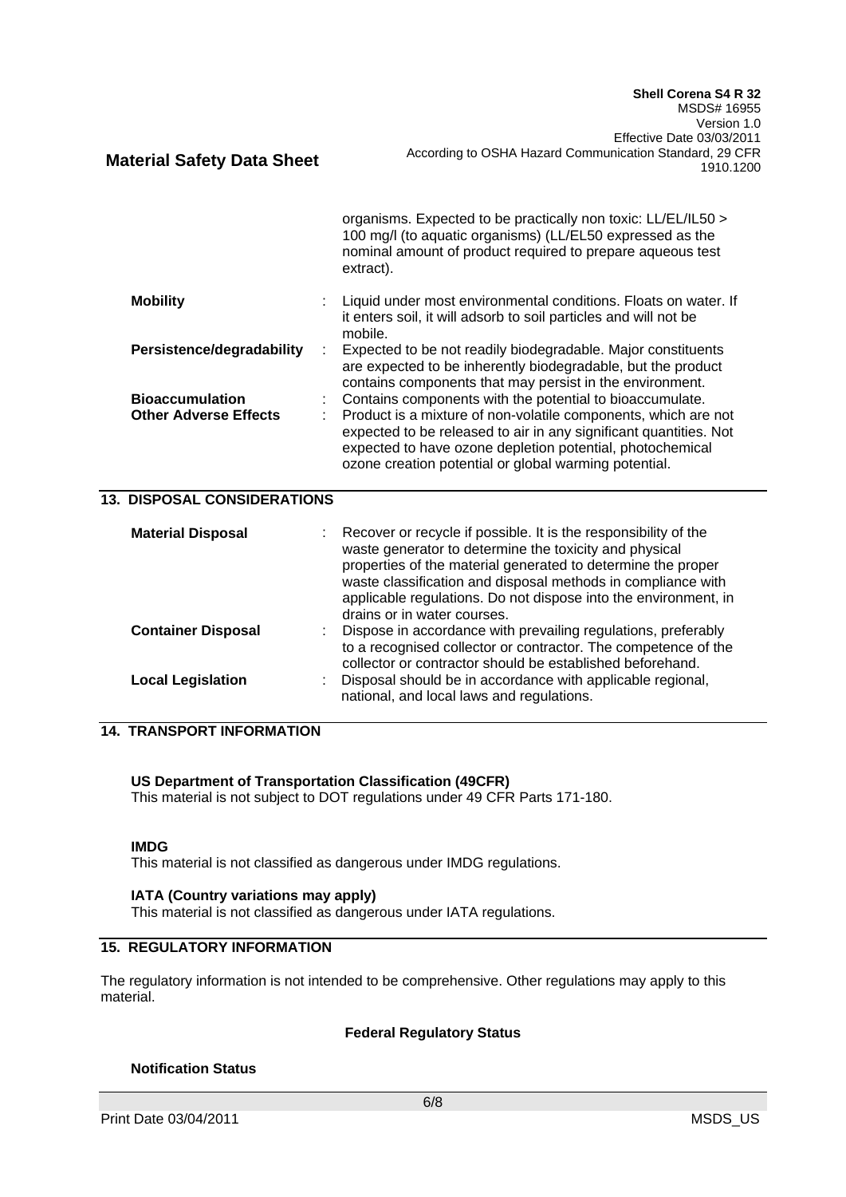organisms. Expected to be practically non toxic: LL/EL/IL50 > 100 mg/l (to aquatic organisms) (LL/EL50 expressed as the nominal amount of product required to prepare aqueous test extract).

**Mobility** : Liquid under most environmental conditions. Floats on water. If it enters soil, it will adsorb to soil particles and will not be mobile.

**Persistence/degradability** : Expected to be not readily biodegradable. Major constituents are expected to be inherently biodegradable, but the product contains components that may persist in the environment.

**Bioaccumulation** : Contains components with the potential to bioaccumulate.

**Other Adverse Effects** : Product is a mixture of non-volatile components, which are not expected to be released to air in any significant quantities. Not expected to have ozone depletion potential, photochemical ozone creation potential or global warming potential.

## 13. DISPOSAL CONSIDERATIONS

**Material Disposal** : Recover or recycle if possible. It is the responsibility of the waste generator to determine the toxicity and physical properties of the material generated to determine the proper waste classification and disposal methods in compliance with applicable regulations. Do not dispose into the environment, in drains or in water courses.

**Container Disposal** : Dispose in accordance with prevailing regulations, preferably to a recognised collector or contractor. The competence of the collector or contractor should be established beforehand.

**Local Legislation** : Disposal should be in accordance with applicable regional, national, and local laws and regulations.

## 14. TRANSPORT INFORMATION

**US Department of Transportation Classification (49CFR)**
This material is not subject to DOT regulations under 49 CFR Parts 171-180.

**IMDG**
This material is not classified as dangerous under IMDG regulations.

**IATA (Country variations may apply)**
This material is not classified as dangerous under IATA regulations.

## 15. REGULATORY INFORMATION

The regulatory information is not intended to be comprehensive. Other regulations may apply to this material.

**Federal Regulatory Status**

**Notification Status**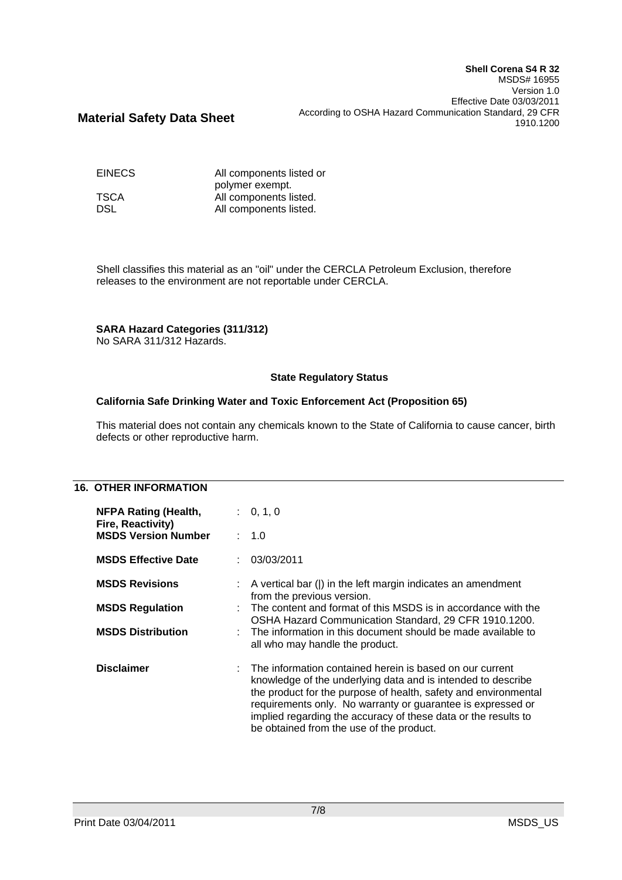| | |
|---|---|
| EINECS | All components listed or polymer exempt. |
| TSCA | All components listed. |
| DSL | All components listed. |

Shell classifies this material as an "oil" under the CERCLA Petroleum Exclusion, therefore releases to the environment are not reportable under CERCLA.

**SARA Hazard Categories (311/312)**
No SARA 311/312 Hazards.

**State Regulatory Status**

**California Safe Drinking Water and Toxic Enforcement Act (Proposition 65)**

This material does not contain any chemicals known to the State of California to cause cancer, birth defects or other reproductive harm.

## 16. OTHER INFORMATION

| | | |
|---|---|---|
| **NFPA Rating (Health, Fire, Reactivity)** | : | 0, 1, 0 |
| **MSDS Version Number** | : | 1.0 |
| **MSDS Effective Date** | : | 03/03/2011 |
| **MSDS Revisions** | : | A vertical bar (\|) in the left margin indicates an amendment from the previous version. |
| **MSDS Regulation** | : | The content and format of this MSDS is in accordance with the OSHA Hazard Communication Standard, 29 CFR 1910.1200. |
| **MSDS Distribution** | : | The information in this document should be made available to all who may handle the product. |
| **Disclaimer** | : | The information contained herein is based on our current knowledge of the underlying data and is intended to describe the product for the purpose of health, safety and environmental requirements only. No warranty or guarantee is expressed or implied regarding the accuracy of these data or the results to be obtained from the use of the product. |